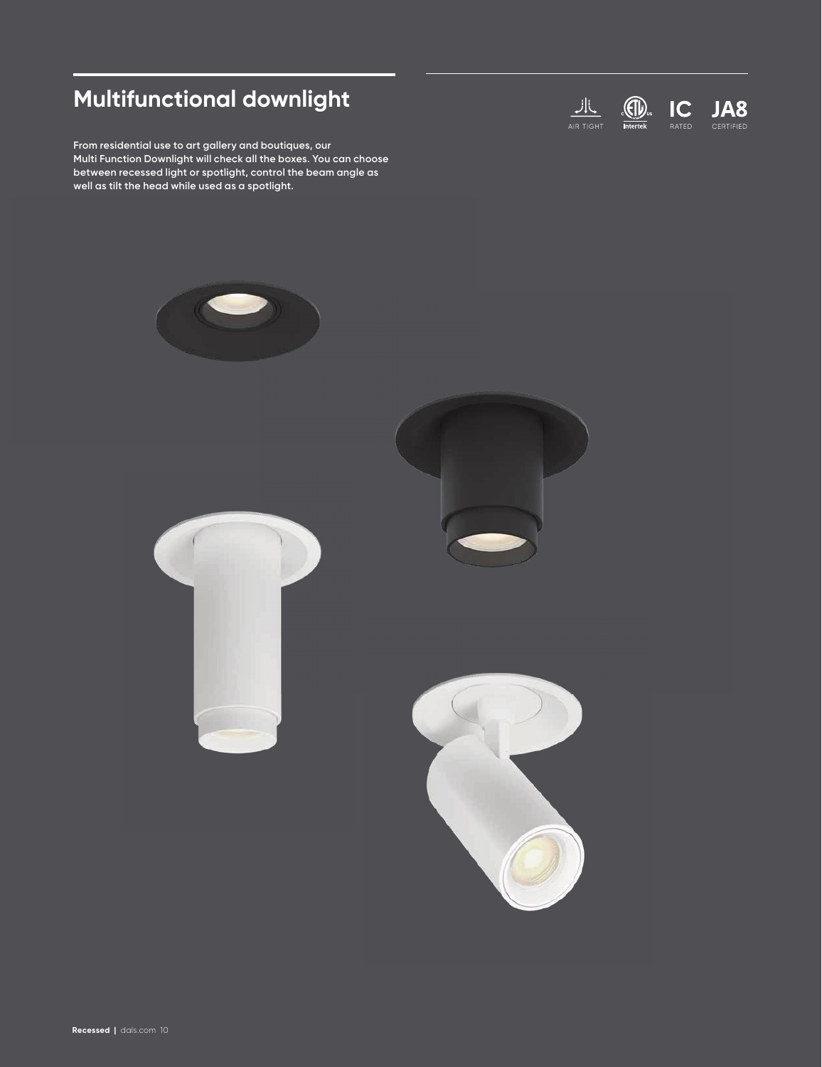# Multifunctional downlight

AIR TIGHT | Intertek | IC RATED | JA8 CERTIFIED

**From residential use to art gallery and boutiques, our Multi Function Downlight will check all the boxes. You can choose between recessed light or spotlight, control the beam angle as well as tilt the head while used as a spotlight.**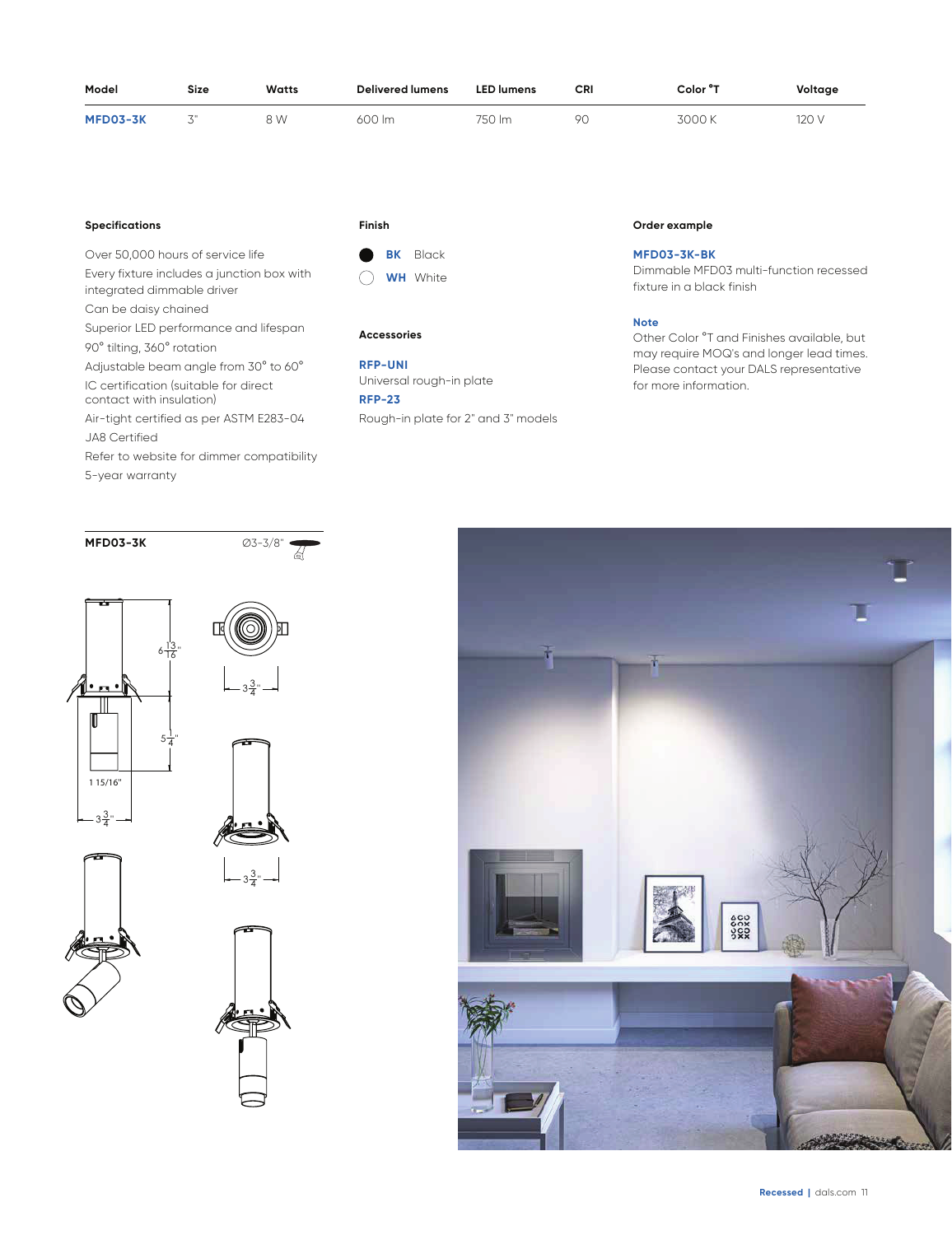| Model | Size | Watts | Delivered lumens | LED lumens | CRI | Color °T | Voltage |
|---|---|---|---|---|---|---|---|
| **MFD03-3K** | 3" | 8 W | 600 lm | 750 lm | 90 | 3000 K | 120 V |

### Specifications

Over 50,000 hours of service life

Every fixture includes a junction box with integrated dimmable driver

Can be daisy chained

Superior LED performance and lifespan

90° tilting, 360° rotation

Adjustable beam angle from 30° to 60°

IC certification (suitable for direct contact with insulation)

Air-tight certified as per ASTM E283-04

JA8 Certified

Refer to website for dimmer compatibility

5-year warranty

### Finish

**BK** Black

**WH** White

### Accessories

**RFP-UNI**
Universal rough-in plate

**RFP-23**
Rough-in plate for 2" and 3" models

### Order example

**MFD03-3K-BK**
Dimmable MFD03 multi-function recessed fixture in a black finish

**Note**
Other Color °T and Finishes available, but may require MOQ's and longer lead times. Please contact your DALS representative for more information.

**MFD03-3K**

Ø3-3/8"

6 13/16"

5 1/4"

1 15/16"

3 3/4"

3 3/4"

3 3/4"